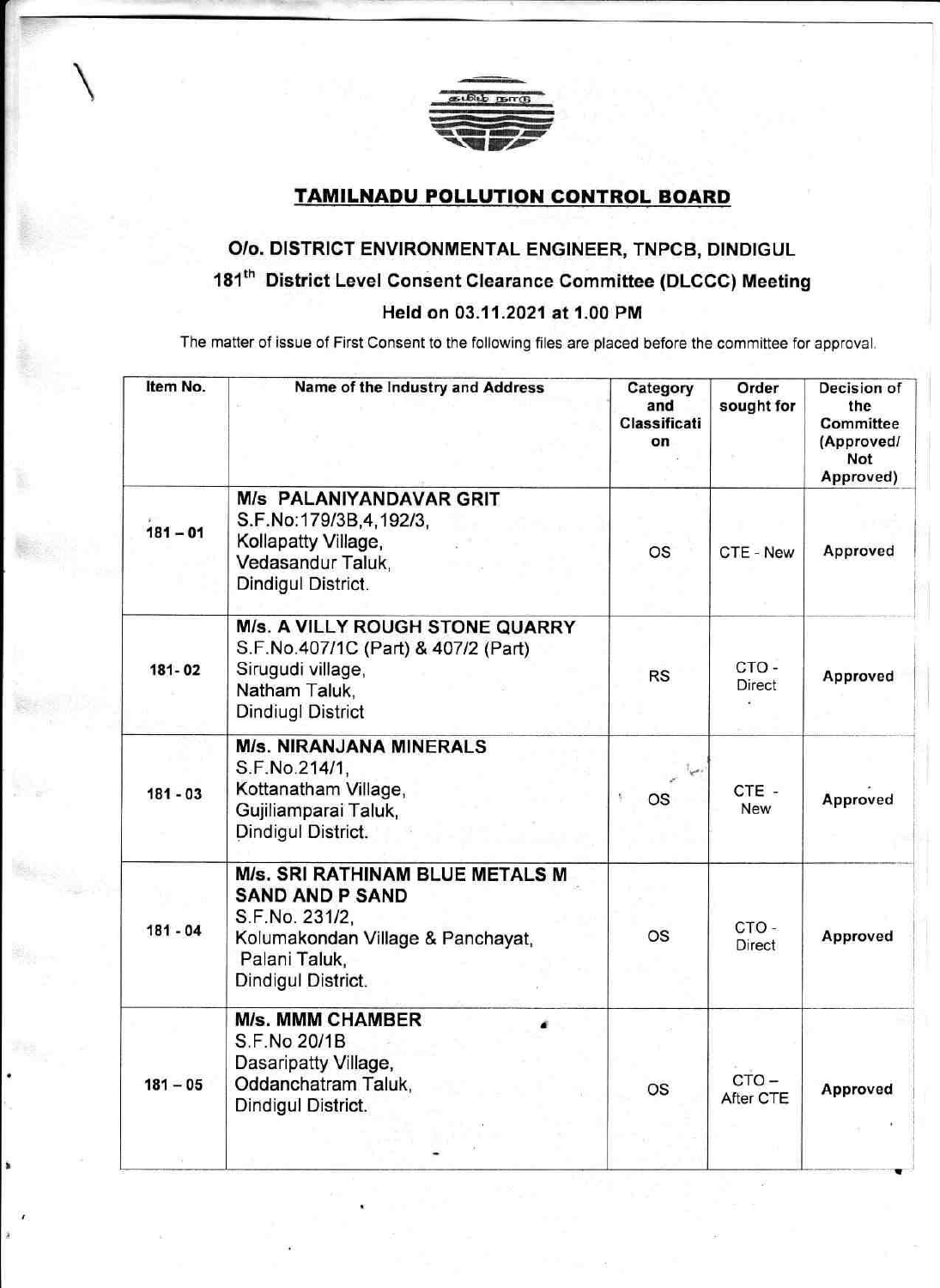## TAMILNADU POLLUTION CONTROL BOARD

### O/o. DISTRICT ENVIRONMENTAL ENGINEER, TNPCB, DINDIGUL

### 181th District Level Consent Clearance Committee (DLCCC) Meeting

### Held on 03.11.2021 at 1.00 PM

The matter of issue of First Consent to the following files are placed before the committee for approval.

| Item No. | Name of the Industry and Address | Category and Classification | Order sought for | Decision of the Committee (Approved/ Not Approved) |
|---|---|---|---|---|
| 181 – 01 | **M/s PALANIYANDAVAR GRIT** S.F.No:179/3B,4,192/3, Kollapatty Village, Vedasandur Taluk, Dindigul District. | OS | CTE - New | Approved |
| 181-02 | **M/s. A VILLY ROUGH STONE QUARRY** S.F.No.407/1C (Part) & 407/2 (Part) Sirugudi village, Natham Taluk, Dindiugl District | RS | CTO - Direct | Approved |
| 181 - 03 | **M/s. NIRANJANA MINERALS** S.F.No.214/1, Kottanatham Village, Gujiliamparai Taluk, Dindigul District. | OS | CTE - New | Approved |
| 181 - 04 | **M/s. SRI RATHINAM BLUE METALS M SAND AND P SAND** S.F.No. 231/2, Kolumakondan Village & Panchayat, Palani Taluk, Dindigul District. | OS | CTO - Direct | Approved |
| 181 – 05 | **M/s. MMM CHAMBER** S.F.No 20/1B Dasaripatty Village, Oddanchatram Taluk, Dindigul District. | OS | CTO – After CTE | Approved |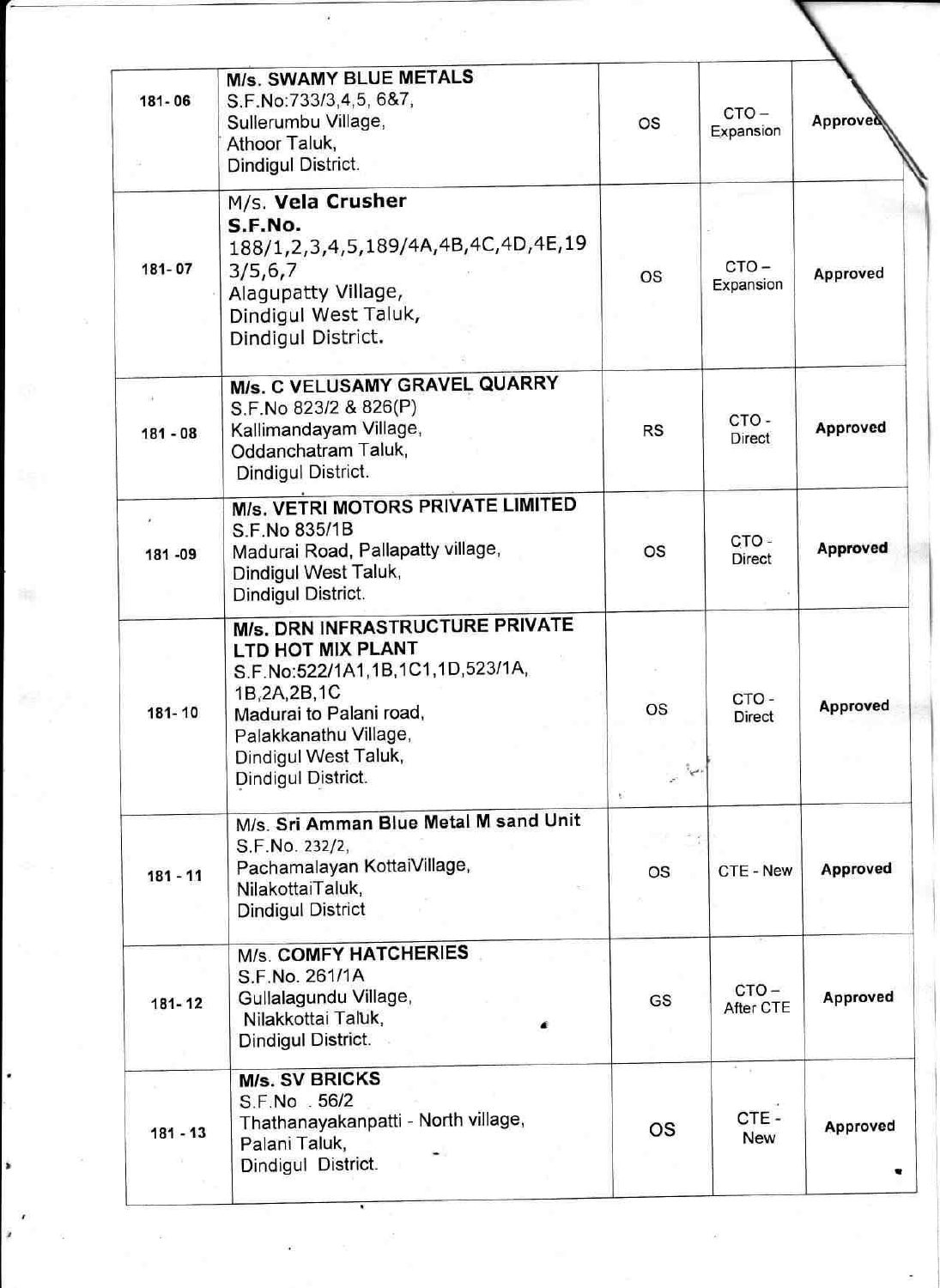| | | | | |
|---|---|---|---|---|
| 181- 06 | **M/s. SWAMY BLUE METALS**<br>S.F.No:733/3,4,5, 6&7,<br>Sullerumbu Village,<br>Athoor Taluk,<br>Dindigul District. | OS | CTO – Expansion | Approved |
| 181- 07 | M/s. **Vela Crusher**<br>**S.F.No.**<br>188/1,2,3,4,5,189/4A,4B,4C,4D,4E,193/5,6,7<br>Alagupatty Village,<br>Dindigul West Taluk,<br>Dindigul District. | OS | CTO – Expansion | Approved |
| 181 - 08 | **M/s. C VELUSAMY GRAVEL QUARRY**<br>S.F.No 823/2 & 826(P)<br>Kallimandayam Village,<br>Oddanchatram Taluk,<br>Dindigul District. | RS | CTO - Direct | **Approved** |
| 181 -09 | **M/s. VETRI MOTORS PRIVATE LIMITED**<br>S.F.No 835/1B<br>Madurai Road, Pallapatty village,<br>Dindigul West Taluk,<br>Dindigul District. | OS | CTO - Direct | **Approved** |
| 181- 10 | **M/s. DRN INFRASTRUCTURE PRIVATE LTD HOT MIX PLANT**<br>S.F.No:522/1A1,1B,1C1,1D,523/1A, 1B,2A,2B,1C<br>Madurai to Palani road,<br>Palakkanathu Village,<br>Dindigul West Taluk,<br>Dindigul District. | OS | CTO - Direct | **Approved** |
| 181 - 11 | M/s. **Sri Amman Blue Metal M sand Unit**<br>S.F.No. 232/2,<br>Pachamalayan KottaiVillage,<br>NilakottaiTaluk,<br>Dindigul District | OS | CTE - New | **Approved** |
| 181- 12 | M/s. **COMFY HATCHERIES**<br>S.F.No. 261/1A<br>Gullalagundu Village,<br>Nilakkottai Taluk,<br>Dindigul District. | GS | CTO – After CTE | **Approved** |
| 181 - 13 | **M/s. SV BRICKS**<br>S.F.No . 56/2<br>Thathanayakanpatti - North village,<br>Palani Taluk,<br>Dindigul District. | OS | CTE - New | **Approved** |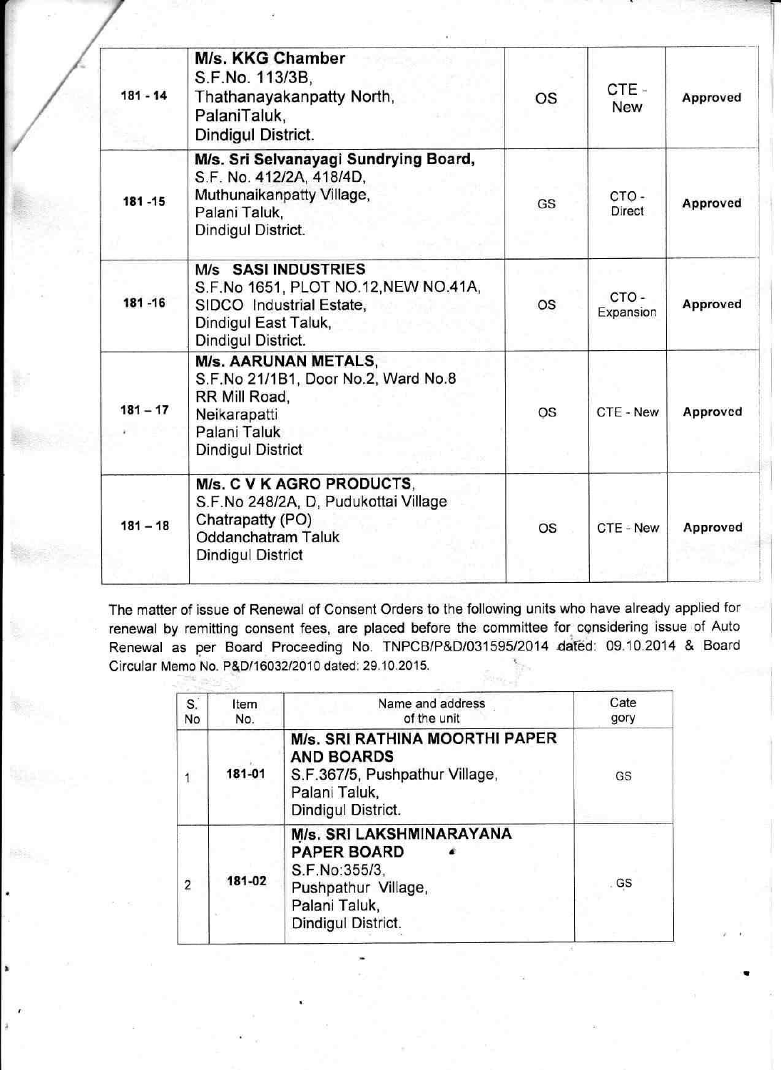| | | | | |
|---|---|---|---|---|
| 181 - 14 | **M/s. KKG Chamber**<br>S.F.No. 113/3B,<br>Thathanayakanpatty North,<br>PalaniTaluk,<br>Dindigul District. | OS | CTE - New | Approved |
| 181 -15 | **M/s. Sri Selvanayagi Sundrying Board,**<br>S.F. No. 412/2A, 418/4D,<br>Muthunaikanpatty Village,<br>Palani Taluk,<br>Dindigul District. | GS | CTO - Direct | Approved |
| 181 -16 | **M/s SASI INDUSTRIES**<br>S.F.No 1651, PLOT NO.12,NEW NO.41A,<br>SIDCO Industrial Estate,<br>Dindigul East Taluk,<br>Dindigul District. | OS | CTO - Expansion | Approved |
| 181 – 17 | **M/s. AARUNAN METALS,**<br>S.F.No 21/1B1, Door No.2, Ward No.8<br>RR Mill Road,<br>Neikarapatti<br>Palani Taluk<br>Dindigul District | OS | CTE - New | Approved |
| 181 – 18 | **M/s. C V K AGRO PRODUCTS,**<br>S.F.No 248/2A, D, Pudukottai Village<br>Chatrapatty (PO)<br>Oddanchatram Taluk<br>Dindigul District | OS | CTE - New | Approved |

The matter of issue of Renewal of Consent Orders to the following units who have already applied for renewal by remitting consent fees, are placed before the committee for considering issue of Auto Renewal as per Board Proceeding No. TNPCB/P&D/031595/2014 dated: 09.10.2014 & Board Circular Memo No. P&D/16032/2010 dated: 29.10.2015.

| S. No | Item No. | Name and address of the unit | Category |
|---|---|---|---|
| 1 | 181-01 | **M/s. SRI RATHINA MOORTHI PAPER AND BOARDS**<br>S.F.367/5, Pushpathur Village,<br>Palani Taluk,<br>Dindigul District. | GS |
| 2 | 181-02 | **M/s. SRI LAKSHMINARAYANA PAPER BOARD**<br>S.F.No:355/3,<br>Pushpathur Village,<br>Palani Taluk,<br>Dindigul District. | GS |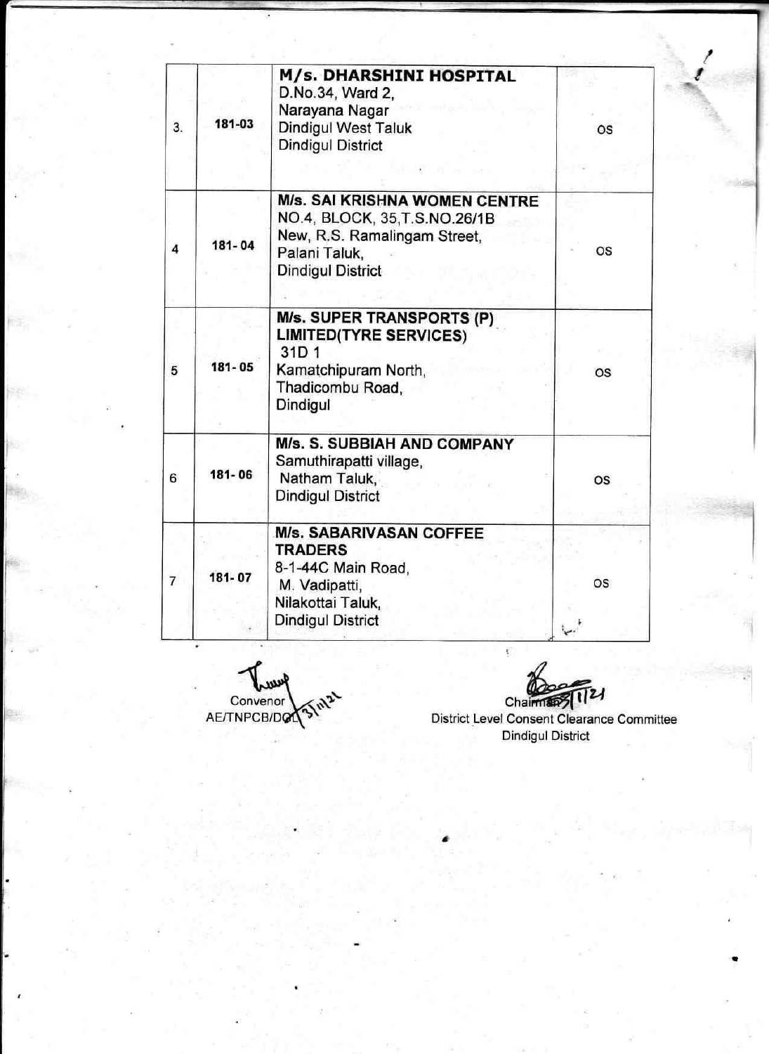| | | | |
|---|---|---|---|
| 3. | 181-03 | **M/s. DHARSHINI HOSPITAL**<br>D.No.34, Ward 2,<br>Narayana Nagar<br>Dindigul West Taluk<br>Dindigul District | OS |
| 4 | 181- 04 | **M/s. SAI KRISHNA WOMEN CENTRE**<br>NO.4, BLOCK, 35,T.S.NO.26/1B<br>New, R.S. Ramalingam Street,<br>Palani Taluk,<br>Dindigul District | OS |
| 5 | 181- 05 | **M/s. SUPER TRANSPORTS (P) LIMITED(TYRE SERVICES)**<br>31D 1<br>Kamatchipuram North,<br>Thadicombu Road,<br>Dindigul | OS |
| 6 | 181- 06 | **M/s. S. SUBBIAH AND COMPANY**<br>Samuthirapatti village,<br>Natham Taluk,<br>Dindigul District | OS |
| 7 | 181- 07 | **M/s. SABARIVASAN COFFEE TRADERS**<br>8-1-44C Main Road,<br>M. Vadipatti,<br>Nilakottai Taluk,<br>Dindigul District | OS |

Convenor
AE/TNPCB/DGL 3/11/21

Chairman 3/11/21
District Level Consent Clearance Committee
Dindigul District